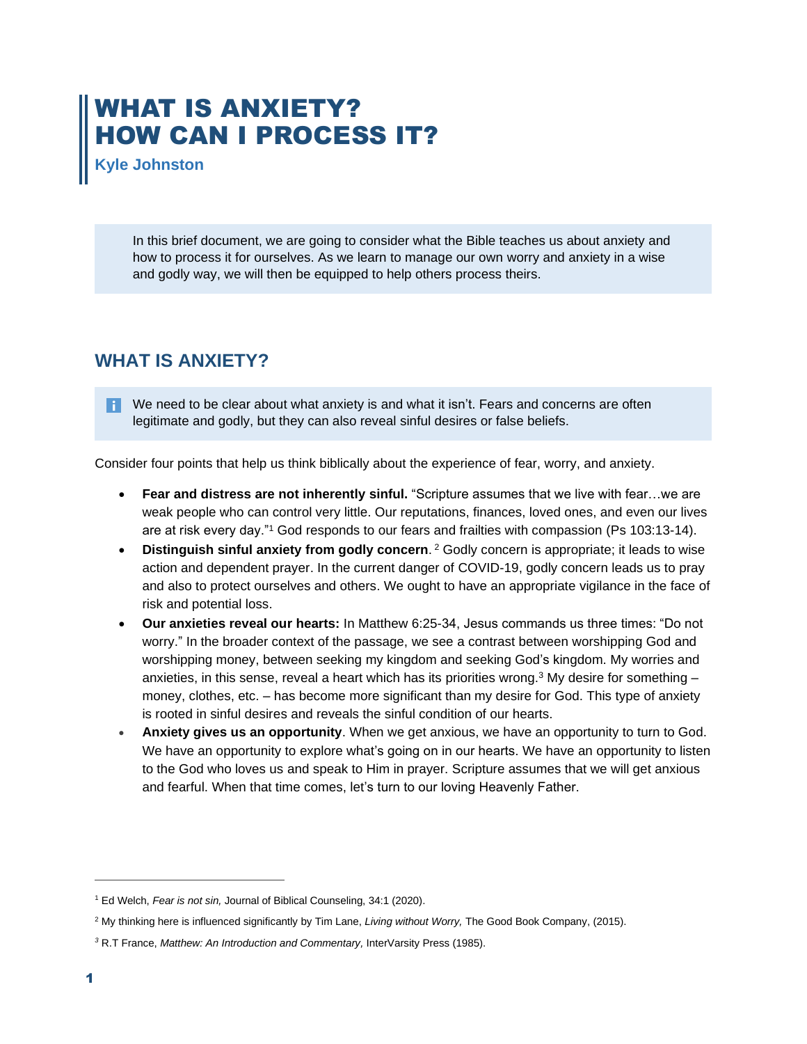# WHAT IS ANXIETY? HOW CAN I PROCESS IT?

**Kyle Johnston**

In this brief document, we are going to consider what the Bible teaches us about anxiety and how to process it for ourselves. As we learn to manage our own worry and anxiety in a wise and godly way, we will then be equipped to help others process theirs.

## WHAT IS ANXIETY?

We need to be clear about what anxiety is and what it isn't. Fears and concerns are often legitimate and godly, but they can also reveal sinful desires or false beliefs.

Consider four points that help us think biblically about the experience of fear, worry, and anxiety.

- **Fear and distress are not inherently sinful.** "Scripture assumes that we live with fear…we are weak people who can control very little. Our reputations, finances, loved ones, and even our lives are at risk every day."[1] God responds to our fears and frailties with compassion (Ps 103:13-14).
- **Distinguish sinful anxiety from godly concern**. [2] Godly concern is appropriate; it leads to wise action and dependent prayer. In the current danger of COVID-19, godly concern leads us to pray and also to protect ourselves and others. We ought to have an appropriate vigilance in the face of risk and potential loss.
- **Our anxieties reveal our hearts:** In Matthew 6:25-34, Jesus commands us three times: "Do not worry." In the broader context of the passage, we see a contrast between worshipping God and worshipping money, between seeking my kingdom and seeking God's kingdom. My worries and anxieties, in this sense, reveal a heart which has its priorities wrong.[3] My desire for something – money, clothes, etc. – has become more significant than my desire for God. This type of anxiety is rooted in sinful desires and reveals the sinful condition of our hearts.
- **Anxiety gives us an opportunity**. When we get anxious, we have an opportunity to turn to God. We have an opportunity to explore what's going on in our hearts. We have an opportunity to listen to the God who loves us and speak to Him in prayer. Scripture assumes that we will get anxious and fearful. When that time comes, let's turn to our loving Heavenly Father.

---

[1] Ed Welch, *Fear is not sin,* Journal of Biblical Counseling, 34:1 (2020).

[2] My thinking here is influenced significantly by Tim Lane, *Living without Worry,* The Good Book Company, (2015).

[3] R.T France, *Matthew: An Introduction and Commentary,* InterVarsity Press (1985).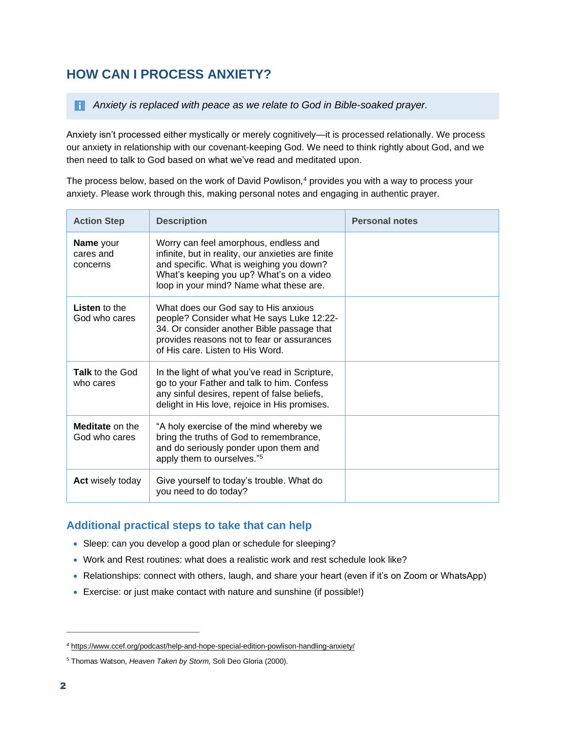## HOW CAN I PROCESS ANXIETY?

> *Anxiety is replaced with peace as we relate to God in Bible-soaked prayer.*

Anxiety isn't processed either mystically or merely cognitively—it is processed relationally. We process our anxiety in relationship with our covenant-keeping God. We need to think rightly about God, and we then need to talk to God based on what we've read and meditated upon.

The process below, based on the work of David Powlison,[4] provides you with a way to process your anxiety. Please work through this, making personal notes and engaging in authentic prayer.

| Action Step | Description | Personal notes |
|---|---|---|
| **Name** your cares and concerns | Worry can feel amorphous, endless and infinite, but in reality, our anxieties are finite and specific. What is weighing you down? What's keeping you up? What's on a video loop in your mind? Name what these are. | |
| **Listen** to the God who cares | What does our God say to His anxious people? Consider what He says Luke 12:22-34. Or consider another Bible passage that provides reasons not to fear or assurances of His care. Listen to His Word. | |
| **Talk** to the God who cares | In the light of what you've read in Scripture, go to your Father and talk to him. Confess any sinful desires, repent of false beliefs, delight in His love, rejoice in His promises. | |
| **Meditate** on the God who cares | "A holy exercise of the mind whereby we bring the truths of God to remembrance, and do seriously ponder upon them and apply them to ourselves."[5] | |
| **Act** wisely today | Give yourself to today's trouble. What do you need to do today? | |

### Additional practical steps to take that can help

- Sleep: can you develop a good plan or schedule for sleeping?
- Work and Rest routines: what does a realistic work and rest schedule look like?
- Relationships: connect with others, laugh, and share your heart (even if it's on Zoom or WhatsApp)
- Exercise: or just make contact with nature and sunshine (if possible!)

---

[4] https://www.ccef.org/podcast/help-and-hope-special-edition-powlison-handling-anxiety/

[5] Thomas Watson, *Heaven Taken by Storm,* Soli Deo Gloria (2000).